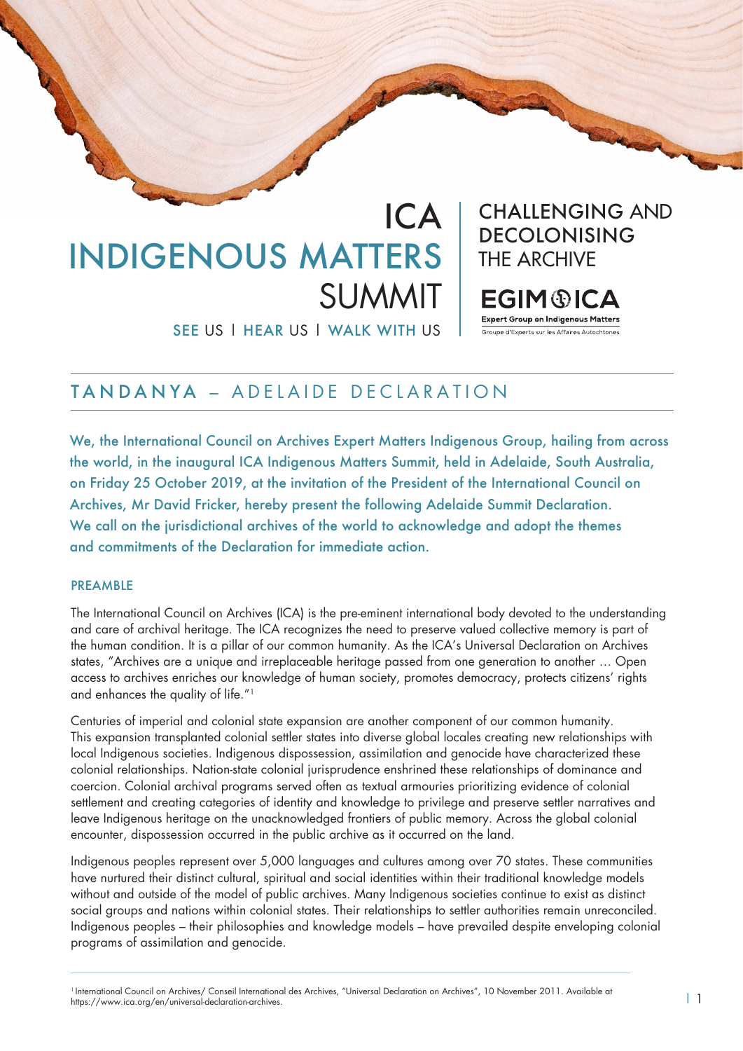# ICA INDIGENOUS MATTERS SUMMIT

SEE US | HEAR US | WALK WITH US

CHALLENGING AND DECOLONISING THE ARCHIVE

EGIM ICA
Expert Group on Indigenous Matters
Groupe d'Experts sur les Affaires Autochtones

## TANDANYA – ADELAIDE DECLARATION

We, the International Council on Archives Expert Matters Indigenous Group, hailing from across the world, in the inaugural ICA Indigenous Matters Summit, held in Adelaide, South Australia, on Friday 25 October 2019, at the invitation of the President of the International Council on Archives, Mr David Fricker, hereby present the following Adelaide Summit Declaration. We call on the jurisdictional archives of the world to acknowledge and adopt the themes and commitments of the Declaration for immediate action.

### PREAMBLE

The International Council on Archives (ICA) is the pre-eminent international body devoted to the understanding and care of archival heritage. The ICA recognizes the need to preserve valued collective memory is part of the human condition. It is a pillar of our common humanity. As the ICA's Universal Declaration on Archives states, "Archives are a unique and irreplaceable heritage passed from one generation to another … Open access to archives enriches our knowledge of human society, promotes democracy, protects citizens' rights and enhances the quality of life."[1]

Centuries of imperial and colonial state expansion are another component of our common humanity. This expansion transplanted colonial settler states into diverse global locales creating new relationships with local Indigenous societies. Indigenous dispossession, assimilation and genocide have characterized these colonial relationships. Nation-state colonial jurisprudence enshrined these relationships of dominance and coercion. Colonial archival programs served often as textual armouries prioritizing evidence of colonial settlement and creating categories of identity and knowledge to privilege and preserve settler narratives and leave Indigenous heritage on the unacknowledged frontiers of public memory. Across the global colonial encounter, dispossession occurred in the public archive as it occurred on the land.

Indigenous peoples represent over 5,000 languages and cultures among over 70 states. These communities have nurtured their distinct cultural, spiritual and social identities within their traditional knowledge models without and outside of the model of public archives. Many Indigenous societies continue to exist as distinct social groups and nations within colonial states. Their relationships to settler authorities remain unreconciled. Indigenous peoples – their philosophies and knowledge models – have prevailed despite enveloping colonial programs of assimilation and genocide.

[1] International Council on Archives/ Conseil International des Archives, "Universal Declaration on Archives", 10 November 2011. Available at https://www.ica.org/en/universal-declaration-archives.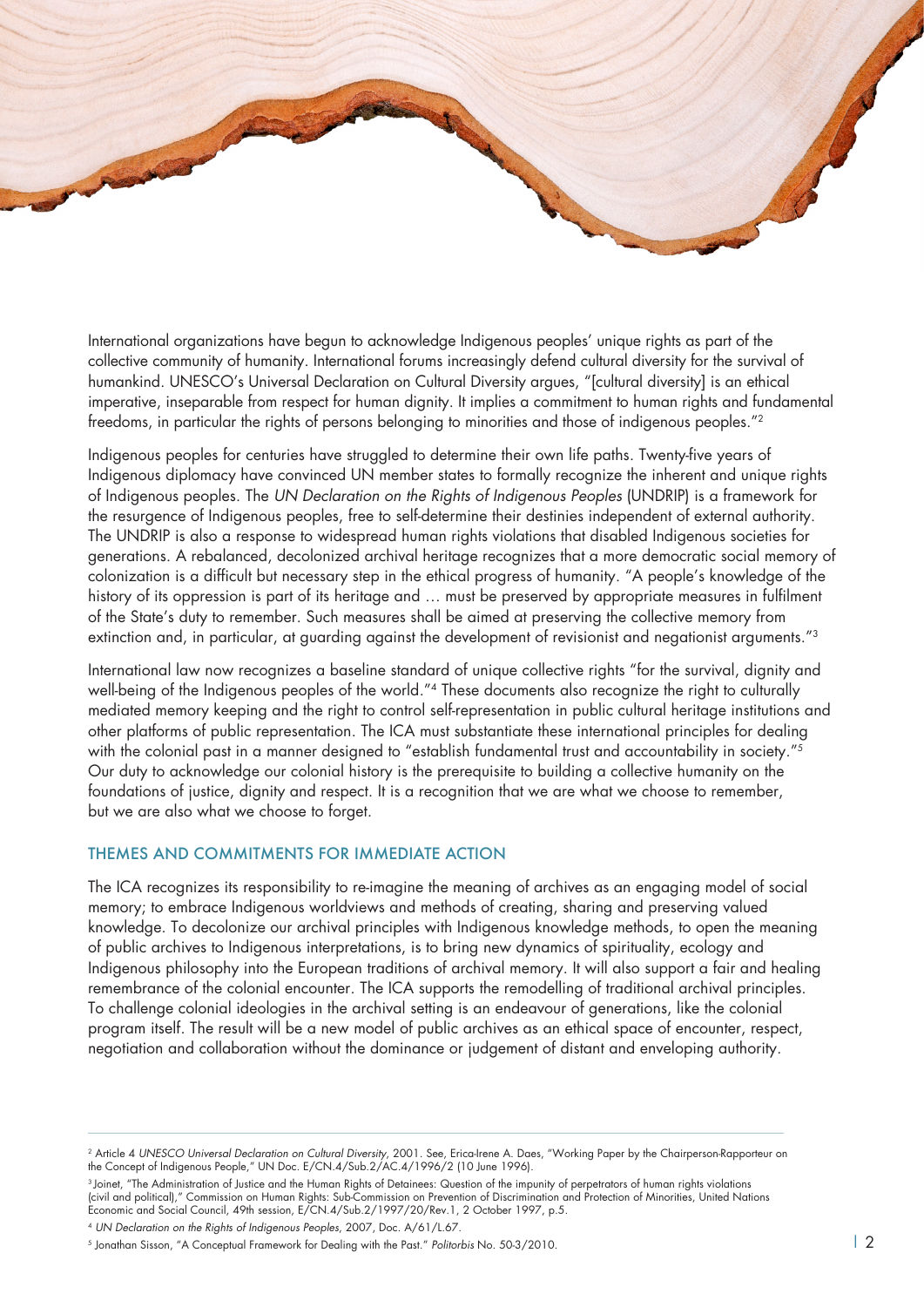International organizations have begun to acknowledge Indigenous peoples' unique rights as part of the collective community of humanity. International forums increasingly defend cultural diversity for the survival of humankind. UNESCO's Universal Declaration on Cultural Diversity argues, "[cultural diversity] is an ethical imperative, inseparable from respect for human dignity. It implies a commitment to human rights and fundamental freedoms, in particular the rights of persons belonging to minorities and those of indigenous peoples."[2]

Indigenous peoples for centuries have struggled to determine their own life paths. Twenty-five years of Indigenous diplomacy have convinced UN member states to formally recognize the inherent and unique rights of Indigenous peoples. The *UN Declaration on the Rights of Indigenous Peoples* (UNDRIP) is a framework for the resurgence of Indigenous peoples, free to self-determine their destinies independent of external authority. The UNDRIP is also a response to widespread human rights violations that disabled Indigenous societies for generations. A rebalanced, decolonized archival heritage recognizes that a more democratic social memory of colonization is a difficult but necessary step in the ethical progress of humanity. "A people's knowledge of the history of its oppression is part of its heritage and … must be preserved by appropriate measures in fulfilment of the State's duty to remember. Such measures shall be aimed at preserving the collective memory from extinction and, in particular, at guarding against the development of revisionist and negationist arguments."[3]

International law now recognizes a baseline standard of unique collective rights "for the survival, dignity and well-being of the Indigenous peoples of the world."[4] These documents also recognize the right to culturally mediated memory keeping and the right to control self-representation in public cultural heritage institutions and other platforms of public representation. The ICA must substantiate these international principles for dealing with the colonial past in a manner designed to "establish fundamental trust and accountability in society."[5] Our duty to acknowledge our colonial history is the prerequisite to building a collective humanity on the foundations of justice, dignity and respect. It is a recognition that we are what we choose to remember, but we are also what we choose to forget.

## THEMES AND COMMITMENTS FOR IMMEDIATE ACTION

The ICA recognizes its responsibility to re-imagine the meaning of archives as an engaging model of social memory; to embrace Indigenous worldviews and methods of creating, sharing and preserving valued knowledge. To decolonize our archival principles with Indigenous knowledge methods, to open the meaning of public archives to Indigenous interpretations, is to bring new dynamics of spirituality, ecology and Indigenous philosophy into the European traditions of archival memory. It will also support a fair and healing remembrance of the colonial encounter. The ICA supports the remodelling of traditional archival principles. To challenge colonial ideologies in the archival setting is an endeavour of generations, like the colonial program itself. The result will be a new model of public archives as an ethical space of encounter, respect, negotiation and collaboration without the dominance or judgement of distant and enveloping authority.

---

[2] Article 4 *UNESCO Universal Declaration on Cultural Diversity*, 2001. See, Erica-Irene A. Daes, "Working Paper by the Chairperson-Rapporteur on the Concept of Indigenous People," UN Doc. E/CN.4/Sub.2/AC.4/1996/2 (10 June 1996).

[3] Joinet, "The Administration of Justice and the Human Rights of Detainees: Question of the impunity of perpetrators of human rights violations (civil and political)," Commission on Human Rights: Sub-Commission on Prevention of Discrimination and Protection of Minorities, United Nations Economic and Social Council, 49th session, E/CN.4/Sub.2/1997/20/Rev.1, 2 October 1997, p.5.

[4] *UN Declaration on the Rights of Indigenous Peoples*, 2007, Doc. A/61/L.67.

[5] Jonathan Sisson, "A Conceptual Framework for Dealing with the Past." *Politorbis* No. 50-3/2010.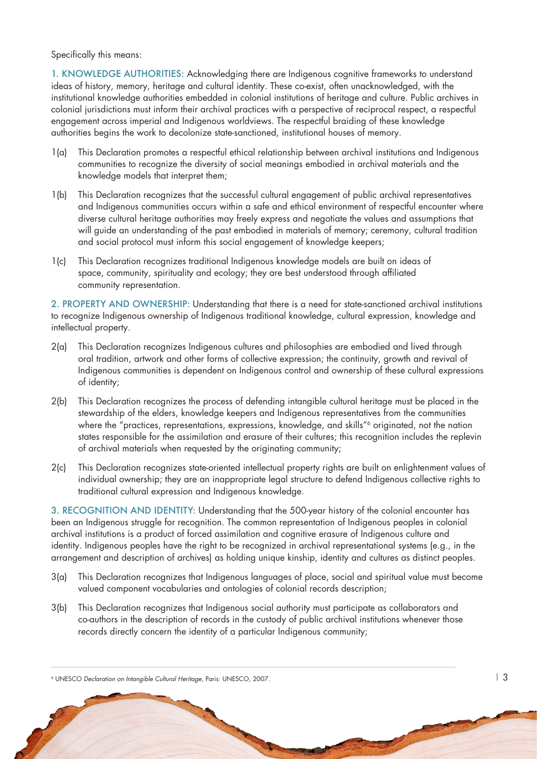Specifically this means:

**1. KNOWLEDGE AUTHORITIES:** Acknowledging there are Indigenous cognitive frameworks to understand ideas of history, memory, heritage and cultural identity. These co-exist, often unacknowledged, with the institutional knowledge authorities embedded in colonial institutions of heritage and culture. Public archives in colonial jurisdictions must inform their archival practices with a perspective of reciprocal respect, a respectful engagement across imperial and Indigenous worldviews. The respectful braiding of these knowledge authorities begins the work to decolonize state-sanctioned, institutional houses of memory.

1(a) This Declaration promotes a respectful ethical relationship between archival institutions and Indigenous communities to recognize the diversity of social meanings embodied in archival materials and the knowledge models that interpret them;

1(b) This Declaration recognizes that the successful cultural engagement of public archival representatives and Indigenous communities occurs within a safe and ethical environment of respectful encounter where diverse cultural heritage authorities may freely express and negotiate the values and assumptions that will guide an understanding of the past embodied in materials of memory; ceremony, cultural tradition and social protocol must inform this social engagement of knowledge keepers;

1(c) This Declaration recognizes traditional Indigenous knowledge models are built on ideas of space, community, spirituality and ecology; they are best understood through affiliated community representation.

**2. PROPERTY AND OWNERSHIP:** Understanding that there is a need for state-sanctioned archival institutions to recognize Indigenous ownership of Indigenous traditional knowledge, cultural expression, knowledge and intellectual property.

2(a) This Declaration recognizes Indigenous cultures and philosophies are embodied and lived through oral tradition, artwork and other forms of collective expression; the continuity, growth and revival of Indigenous communities is dependent on Indigenous control and ownership of these cultural expressions of identity;

2(b) This Declaration recognizes the process of defending intangible cultural heritage must be placed in the stewardship of the elders, knowledge keepers and Indigenous representatives from the communities where the "practices, representations, expressions, knowledge, and skills"[6] originated, not the nation states responsible for the assimilation and erasure of their cultures; this recognition includes the replevin of archival materials when requested by the originating community;

2(c) This Declaration recognizes state-oriented intellectual property rights are built on enlightenment values of individual ownership; they are an inappropriate legal structure to defend Indigenous collective rights to traditional cultural expression and Indigenous knowledge.

**3. RECOGNITION AND IDENTITY:** Understanding that the 500-year history of the colonial encounter has been an Indigenous struggle for recognition. The common representation of Indigenous peoples in colonial archival institutions is a product of forced assimilation and cognitive erasure of Indigenous culture and identity. Indigenous peoples have the right to be recognized in archival representational systems (e.g., in the arrangement and description of archives) as holding unique kinship, identity and cultures as distinct peoples.

3(a) This Declaration recognizes that Indigenous languages of place, social and spiritual value must become valued component vocabularies and ontologies of colonial records description;

3(b) This Declaration recognizes that Indigenous social authority must participate as collaborators and co-authors in the description of records in the custody of public archival institutions whenever those records directly concern the identity of a particular Indigenous community;

---

[6] UNESCO *Declaration on Intangible Cultural Heritage*, Paris: UNESCO, 2007.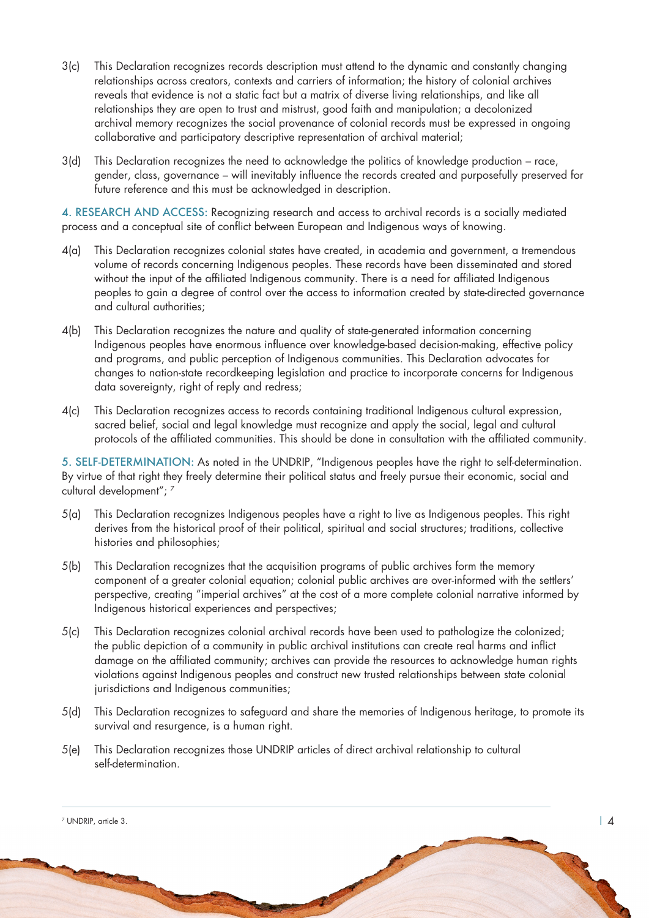3(c) This Declaration recognizes records description must attend to the dynamic and constantly changing relationships across creators, contexts and carriers of information; the history of colonial archives reveals that evidence is not a static fact but a matrix of diverse living relationships, and like all relationships they are open to trust and mistrust, good faith and manipulation; a decolonized archival memory recognizes the social provenance of colonial records must be expressed in ongoing collaborative and participatory descriptive representation of archival material;

3(d) This Declaration recognizes the need to acknowledge the politics of knowledge production – race, gender, class, governance – will inevitably influence the records created and purposefully preserved for future reference and this must be acknowledged in description.

**4. RESEARCH AND ACCESS:** Recognizing research and access to archival records is a socially mediated process and a conceptual site of conflict between European and Indigenous ways of knowing.

4(a) This Declaration recognizes colonial states have created, in academia and government, a tremendous volume of records concerning Indigenous peoples. These records have been disseminated and stored without the input of the affiliated Indigenous community. There is a need for affiliated Indigenous peoples to gain a degree of control over the access to information created by state-directed governance and cultural authorities;

4(b) This Declaration recognizes the nature and quality of state-generated information concerning Indigenous peoples have enormous influence over knowledge-based decision-making, effective policy and programs, and public perception of Indigenous communities. This Declaration advocates for changes to nation-state recordkeeping legislation and practice to incorporate concerns for Indigenous data sovereignty, right of reply and redress;

4(c) This Declaration recognizes access to records containing traditional Indigenous cultural expression, sacred belief, social and legal knowledge must recognize and apply the social, legal and cultural protocols of the affiliated communities. This should be done in consultation with the affiliated community.

**5. SELF-DETERMINATION:** As noted in the UNDRIP, "Indigenous peoples have the right to self-determination. By virtue of that right they freely determine their political status and freely pursue their economic, social and cultural development"; [7]

5(a) This Declaration recognizes Indigenous peoples have a right to live as Indigenous peoples. This right derives from the historical proof of their political, spiritual and social structures; traditions, collective histories and philosophies;

5(b) This Declaration recognizes that the acquisition programs of public archives form the memory component of a greater colonial equation; colonial public archives are over-informed with the settlers' perspective, creating "imperial archives" at the cost of a more complete colonial narrative informed by Indigenous historical experiences and perspectives;

5(c) This Declaration recognizes colonial archival records have been used to pathologize the colonized; the public depiction of a community in public archival institutions can create real harms and inflict damage on the affiliated community; archives can provide the resources to acknowledge human rights violations against Indigenous peoples and construct new trusted relationships between state colonial jurisdictions and Indigenous communities;

5(d) This Declaration recognizes to safeguard and share the memories of Indigenous heritage, to promote its survival and resurgence, is a human right.

5(e) This Declaration recognizes those UNDRIP articles of direct archival relationship to cultural self-determination.

---

[7] UNDRIP, article 3.